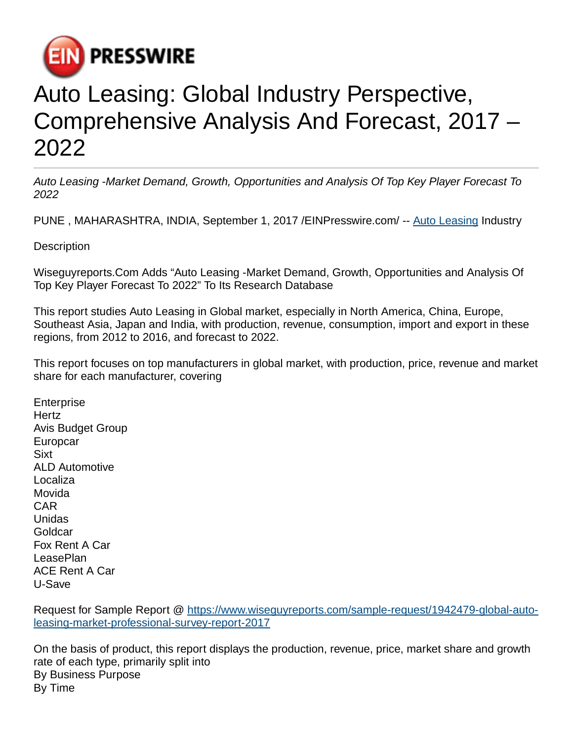EIN PRESSWIRE

# Auto Leasing: Global Industry Perspective, Comprehensive Analysis And Forecast, 2017 – 2022

*Auto Leasing -Market Demand, Growth, Opportunities and Analysis Of Top Key Player Forecast To 2022*

PUNE , MAHARASHTRA, INDIA, September 1, 2017 /EINPresswire.com/ -- Auto Leasing Industry

Description

Wiseguyreports.Com Adds "Auto Leasing -Market Demand, Growth, Opportunities and Analysis Of Top Key Player Forecast To 2022" To Its Research Database

This report studies Auto Leasing in Global market, especially in North America, China, Europe, Southeast Asia, Japan and India, with production, revenue, consumption, import and export in these regions, from 2012 to 2016, and forecast to 2022.

This report focuses on top manufacturers in global market, with production, price, revenue and market share for each manufacturer, covering

Enterprise
Hertz
Avis Budget Group
Europcar
Sixt
ALD Automotive
Localiza
Movida
CAR
Unidas
Goldcar
Fox Rent A Car
LeasePlan
ACE Rent A Car
U-Save

Request for Sample Report @ https://www.wiseguyreports.com/sample-request/1942479-global-auto-leasing-market-professional-survey-report-2017

On the basis of product, this report displays the production, revenue, price, market share and growth rate of each type, primarily split into
By Business Purpose
By Time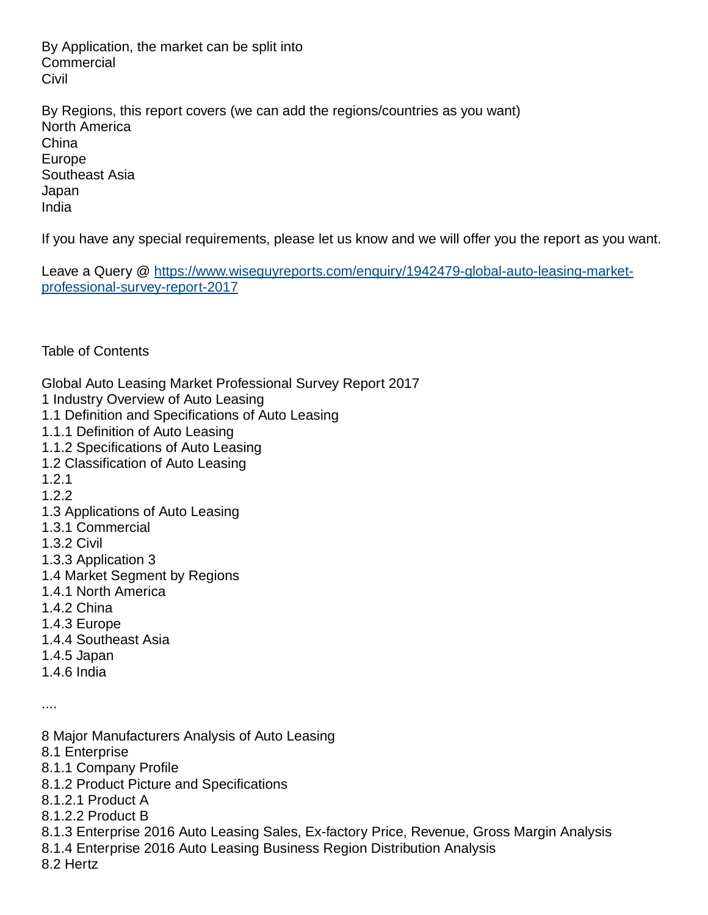By Application, the market can be split into
Commercial
Civil

By Regions, this report covers (we can add the regions/countries as you want)
North America
China
Europe
Southeast Asia
Japan
India

If you have any special requirements, please let us know and we will offer you the report as you want.

Leave a Query @ [https://www.wiseguyreports.com/enquiry/1942479-global-auto-leasing-market-professional-survey-report-2017](https://www.wiseguyreports.com/enquiry/1942479-global-auto-leasing-market-professional-survey-report-2017)

Table of Contents

Global Auto Leasing Market Professional Survey Report 2017
1 Industry Overview of Auto Leasing
1.1 Definition and Specifications of Auto Leasing
1.1.1 Definition of Auto Leasing
1.1.2 Specifications of Auto Leasing
1.2 Classification of Auto Leasing
1.2.1
1.2.2
1.3 Applications of Auto Leasing
1.3.1 Commercial
1.3.2 Civil
1.3.3 Application 3
1.4 Market Segment by Regions
1.4.1 North America
1.4.2 China
1.4.3 Europe
1.4.4 Southeast Asia
1.4.5 Japan
1.4.6 India

....

8 Major Manufacturers Analysis of Auto Leasing
8.1 Enterprise
8.1.1 Company Profile
8.1.2 Product Picture and Specifications
8.1.2.1 Product A
8.1.2.2 Product B
8.1.3 Enterprise 2016 Auto Leasing Sales, Ex-factory Price, Revenue, Gross Margin Analysis
8.1.4 Enterprise 2016 Auto Leasing Business Region Distribution Analysis
8.2 Hertz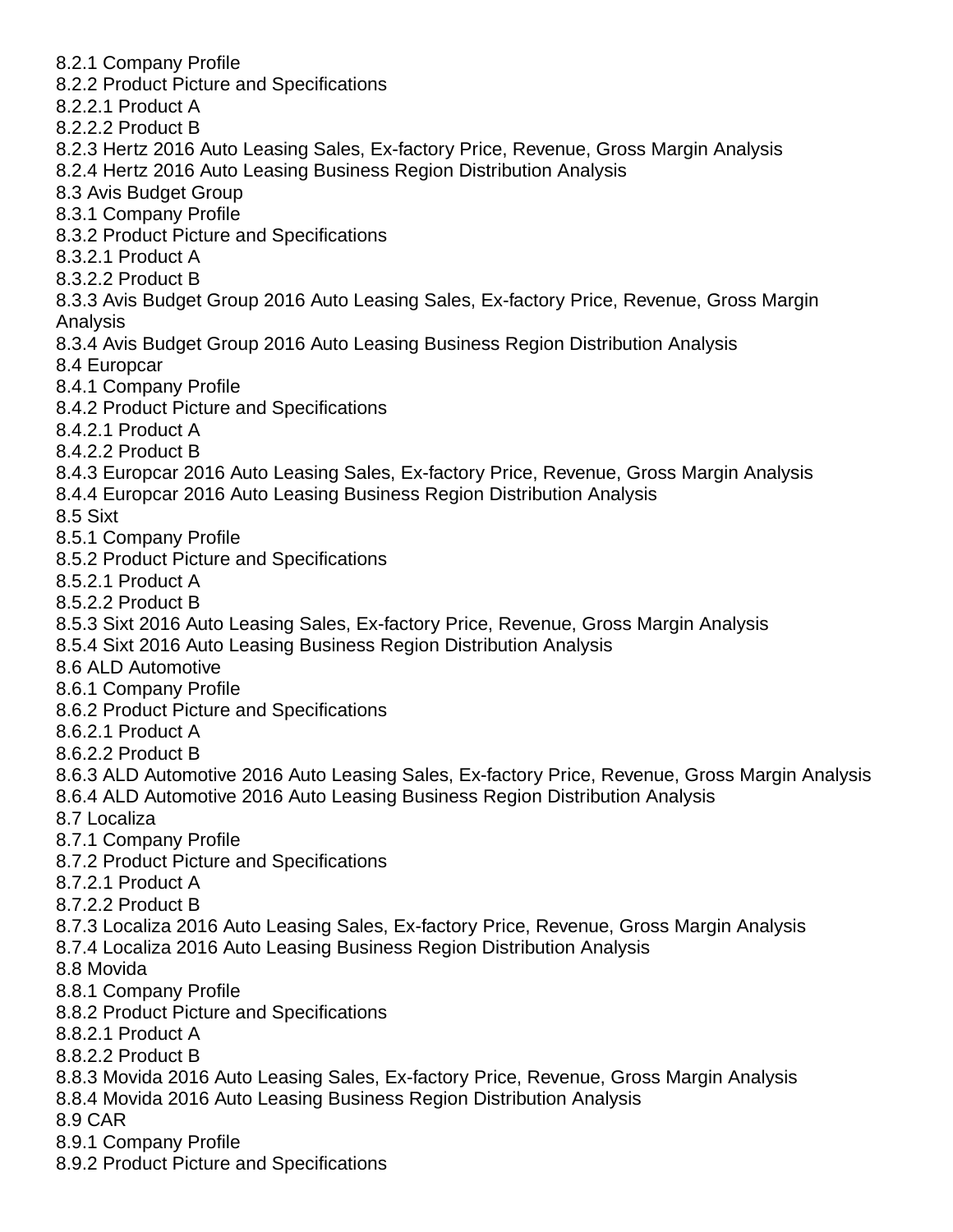8.2.1 Company Profile
8.2.2 Product Picture and Specifications
8.2.2.1 Product A
8.2.2.2 Product B
8.2.3 Hertz 2016 Auto Leasing Sales, Ex-factory Price, Revenue, Gross Margin Analysis
8.2.4 Hertz 2016 Auto Leasing Business Region Distribution Analysis
8.3 Avis Budget Group
8.3.1 Company Profile
8.3.2 Product Picture and Specifications
8.3.2.1 Product A
8.3.2.2 Product B
8.3.3 Avis Budget Group 2016 Auto Leasing Sales, Ex-factory Price, Revenue, Gross Margin Analysis
8.3.4 Avis Budget Group 2016 Auto Leasing Business Region Distribution Analysis
8.4 Europcar
8.4.1 Company Profile
8.4.2 Product Picture and Specifications
8.4.2.1 Product A
8.4.2.2 Product B
8.4.3 Europcar 2016 Auto Leasing Sales, Ex-factory Price, Revenue, Gross Margin Analysis
8.4.4 Europcar 2016 Auto Leasing Business Region Distribution Analysis
8.5 Sixt
8.5.1 Company Profile
8.5.2 Product Picture and Specifications
8.5.2.1 Product A
8.5.2.2 Product B
8.5.3 Sixt 2016 Auto Leasing Sales, Ex-factory Price, Revenue, Gross Margin Analysis
8.5.4 Sixt 2016 Auto Leasing Business Region Distribution Analysis
8.6 ALD Automotive
8.6.1 Company Profile
8.6.2 Product Picture and Specifications
8.6.2.1 Product A
8.6.2.2 Product B
8.6.3 ALD Automotive 2016 Auto Leasing Sales, Ex-factory Price, Revenue, Gross Margin Analysis
8.6.4 ALD Automotive 2016 Auto Leasing Business Region Distribution Analysis
8.7 Localiza
8.7.1 Company Profile
8.7.2 Product Picture and Specifications
8.7.2.1 Product A
8.7.2.2 Product B
8.7.3 Localiza 2016 Auto Leasing Sales, Ex-factory Price, Revenue, Gross Margin Analysis
8.7.4 Localiza 2016 Auto Leasing Business Region Distribution Analysis
8.8 Movida
8.8.1 Company Profile
8.8.2 Product Picture and Specifications
8.8.2.1 Product A
8.8.2.2 Product B
8.8.3 Movida 2016 Auto Leasing Sales, Ex-factory Price, Revenue, Gross Margin Analysis
8.8.4 Movida 2016 Auto Leasing Business Region Distribution Analysis
8.9 CAR
8.9.1 Company Profile
8.9.2 Product Picture and Specifications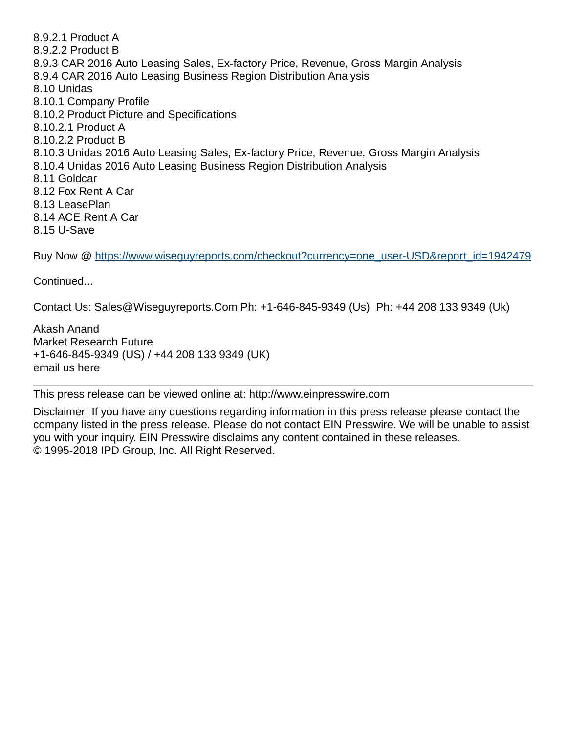8.9.2.1 Product A
8.9.2.2 Product B
8.9.3 CAR 2016 Auto Leasing Sales, Ex-factory Price, Revenue, Gross Margin Analysis
8.9.4 CAR 2016 Auto Leasing Business Region Distribution Analysis
8.10 Unidas
8.10.1 Company Profile
8.10.2 Product Picture and Specifications
8.10.2.1 Product A
8.10.2.2 Product B
8.10.3 Unidas 2016 Auto Leasing Sales, Ex-factory Price, Revenue, Gross Margin Analysis
8.10.4 Unidas 2016 Auto Leasing Business Region Distribution Analysis
8.11 Goldcar
8.12 Fox Rent A Car
8.13 LeasePlan
8.14 ACE Rent A Car
8.15 U-Save

Buy Now @ https://www.wiseguyreports.com/checkout?currency=one_user-USD&report_id=1942479

Continued...

Contact Us: Sales@Wiseguyreports.Com Ph: +1-646-845-9349 (Us)  Ph: +44 208 133 9349 (Uk)

Akash Anand
Market Research Future
+1-646-845-9349 (US) / +44 208 133 9349 (UK)
email us here

---

This press release can be viewed online at: http://www.einpresswire.com

Disclaimer: If you have any questions regarding information in this press release please contact the company listed in the press release. Please do not contact EIN Presswire. We will be unable to assist you with your inquiry. EIN Presswire disclaims any content contained in these releases.
© 1995-2018 IPD Group, Inc. All Right Reserved.